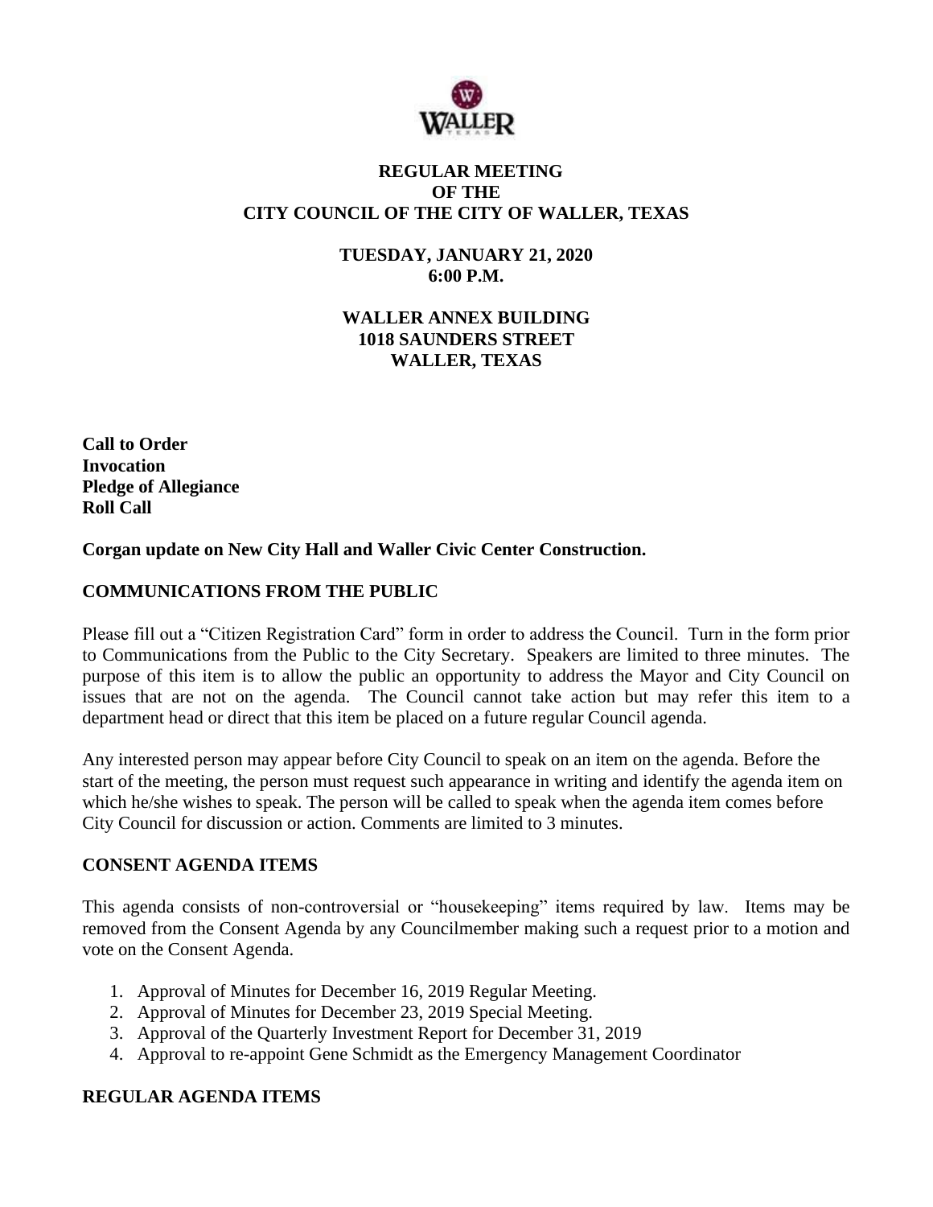# REGULAR MEETING
# OF THE
# CITY COUNCIL OF THE CITY OF WALLER, TEXAS

**TUESDAY, JANUARY 21, 2020**
**6:00 P.M.**

**WALLER ANNEX BUILDING**
**1018 SAUNDERS STREET**
**WALLER, TEXAS**

**Call to Order**
**Invocation**
**Pledge of Allegiance**
**Roll Call**

**Corgan update on New City Hall and Waller Civic Center Construction.**

## COMMUNICATIONS FROM THE PUBLIC

Please fill out a "Citizen Registration Card" form in order to address the Council. Turn in the form prior to Communications from the Public to the City Secretary. Speakers are limited to three minutes. The purpose of this item is to allow the public an opportunity to address the Mayor and City Council on issues that are not on the agenda. The Council cannot take action but may refer this item to a department head or direct that this item be placed on a future regular Council agenda.

Any interested person may appear before City Council to speak on an item on the agenda. Before the start of the meeting, the person must request such appearance in writing and identify the agenda item on which he/she wishes to speak. The person will be called to speak when the agenda item comes before City Council for discussion or action. Comments are limited to 3 minutes.

## CONSENT AGENDA ITEMS

This agenda consists of non-controversial or "housekeeping" items required by law. Items may be removed from the Consent Agenda by any Councilmember making such a request prior to a motion and vote on the Consent Agenda.

1. Approval of Minutes for December 16, 2019 Regular Meeting.
2. Approval of Minutes for December 23, 2019 Special Meeting.
3. Approval of the Quarterly Investment Report for December 31, 2019
4. Approval to re-appoint Gene Schmidt as the Emergency Management Coordinator

## REGULAR AGENDA ITEMS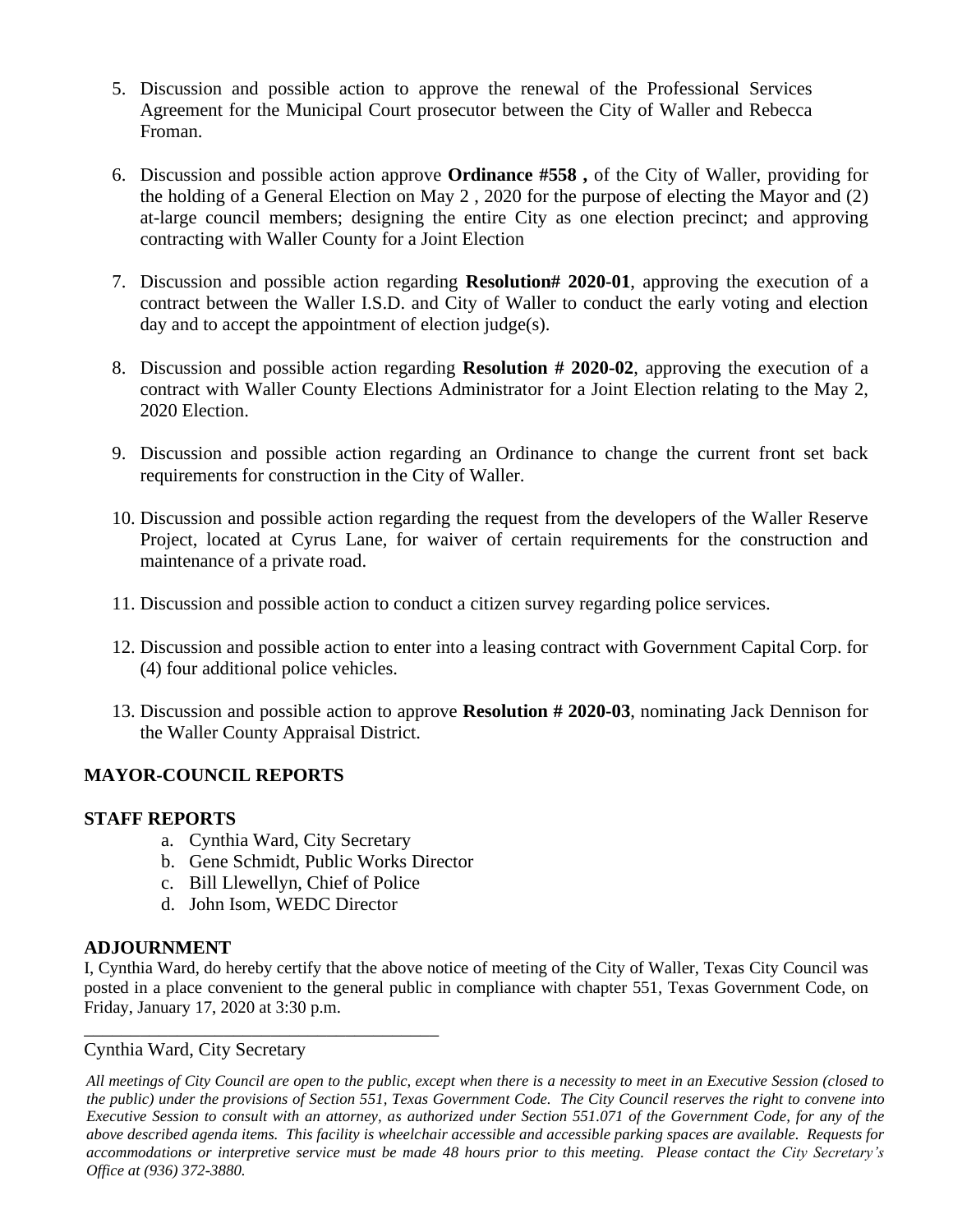5. Discussion and possible action to approve the renewal of the Professional Services Agreement for the Municipal Court prosecutor between the City of Waller and Rebecca Froman.

6. Discussion and possible action approve **Ordinance #558 ,** of the City of Waller, providing for the holding of a General Election on May 2 , 2020 for the purpose of electing the Mayor and (2) at-large council members; designing the entire City as one election precinct; and approving contracting with Waller County for a Joint Election

7. Discussion and possible action regarding **Resolution# 2020-01**, approving the execution of a contract between the Waller I.S.D. and City of Waller to conduct the early voting and election day and to accept the appointment of election judge(s).

8. Discussion and possible action regarding **Resolution # 2020-02**, approving the execution of a contract with Waller County Elections Administrator for a Joint Election relating to the May 2, 2020 Election.

9. Discussion and possible action regarding an Ordinance to change the current front set back requirements for construction in the City of Waller.

10. Discussion and possible action regarding the request from the developers of the Waller Reserve Project, located at Cyrus Lane, for waiver of certain requirements for the construction and maintenance of a private road.

11. Discussion and possible action to conduct a citizen survey regarding police services.

12. Discussion and possible action to enter into a leasing contract with Government Capital Corp. for (4) four additional police vehicles.

13. Discussion and possible action to approve **Resolution # 2020-03**, nominating Jack Dennison for the Waller County Appraisal District.

**MAYOR-COUNCIL REPORTS**

**STAFF REPORTS**

a. Cynthia Ward, City Secretary
b. Gene Schmidt, Public Works Director
c. Bill Llewellyn, Chief of Police
d. John Isom, WEDC Director

**ADJOURNMENT**

I, Cynthia Ward, do hereby certify that the above notice of meeting of the City of Waller, Texas City Council was posted in a place convenient to the general public in compliance with chapter 551, Texas Government Code, on Friday, January 17, 2020 at 3:30 p.m.

\_\_\_\_\_\_\_\_\_\_\_\_\_\_\_\_\_\_\_\_\_\_\_\_\_\_\_\_\_\_\_\_\_\_\_\_\_\_\_\_

Cynthia Ward, City Secretary

*All meetings of City Council are open to the public, except when there is a necessity to meet in an Executive Session (closed to the public) under the provisions of Section 551, Texas Government Code. The City Council reserves the right to convene into Executive Session to consult with an attorney, as authorized under Section 551.071 of the Government Code, for any of the above described agenda items. This facility is wheelchair accessible and accessible parking spaces are available. Requests for accommodations or interpretive service must be made 48 hours prior to this meeting. Please contact the City Secretary's Office at (936) 372-3880.*